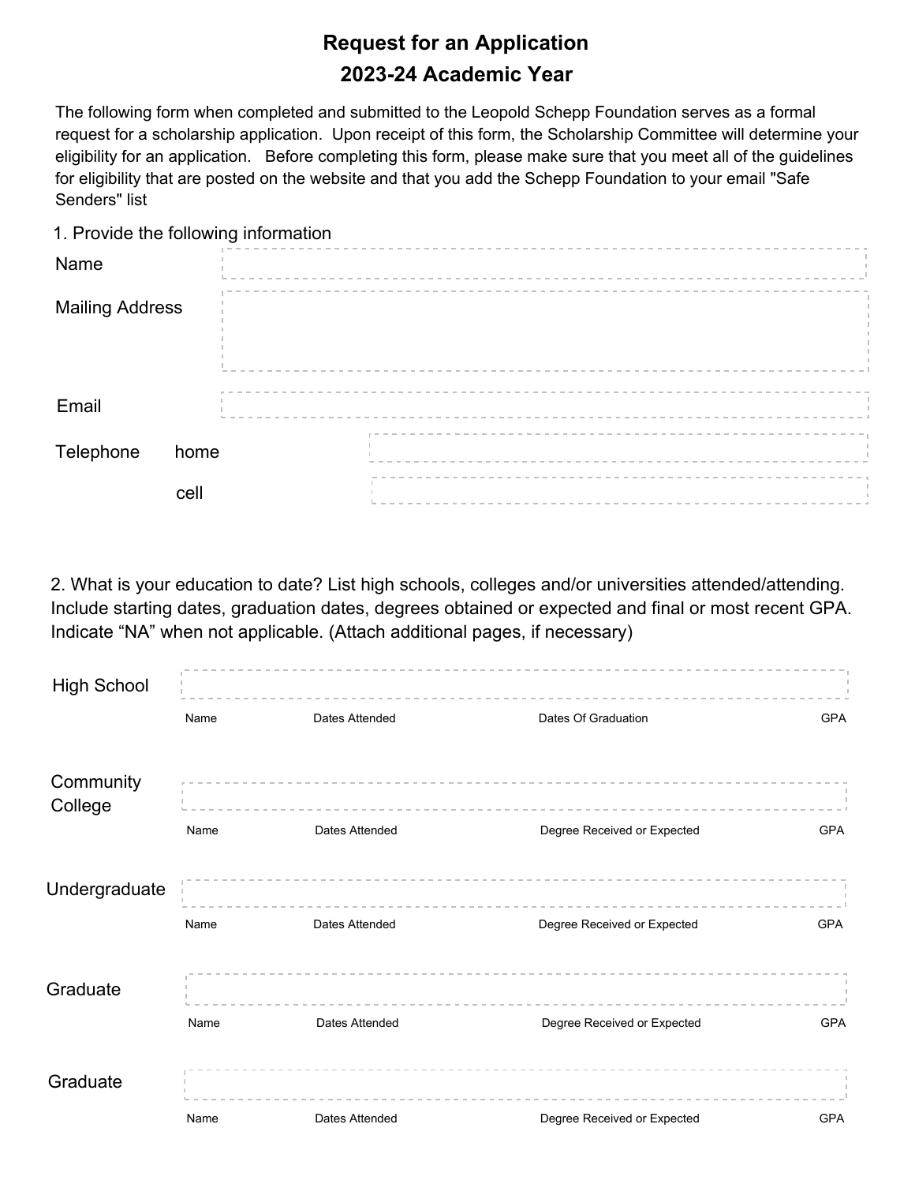# Request for an Application
## 2023-24 Academic Year

The following form when completed and submitted to the Leopold Schepp Foundation serves as a formal request for a scholarship application. Upon receipt of this form, the Scholarship Committee will determine your eligibility for an application. Before completing this form, please make sure that you meet all of the guidelines for eligibility that are posted on the website and that you add the Schepp Foundation to your email "Safe Senders" list

1. Provide the following information

Name

Mailing Address

Email

Telephone home

cell

2. What is your education to date? List high schools, colleges and/or universities attended/attending. Include starting dates, graduation dates, degrees obtained or expected and final or most recent GPA. Indicate "NA" when not applicable. (Attach additional pages, if necessary)

High School

Name | Dates Attended | Dates Of Graduation | GPA

Community College

Name | Dates Attended | Degree Received or Expected | GPA

Undergraduate

Name | Dates Attended | Degree Received or Expected | GPA

Graduate

Name | Dates Attended | Degree Received or Expected | GPA

Graduate

Name | Dates Attended | Degree Received or Expected | GPA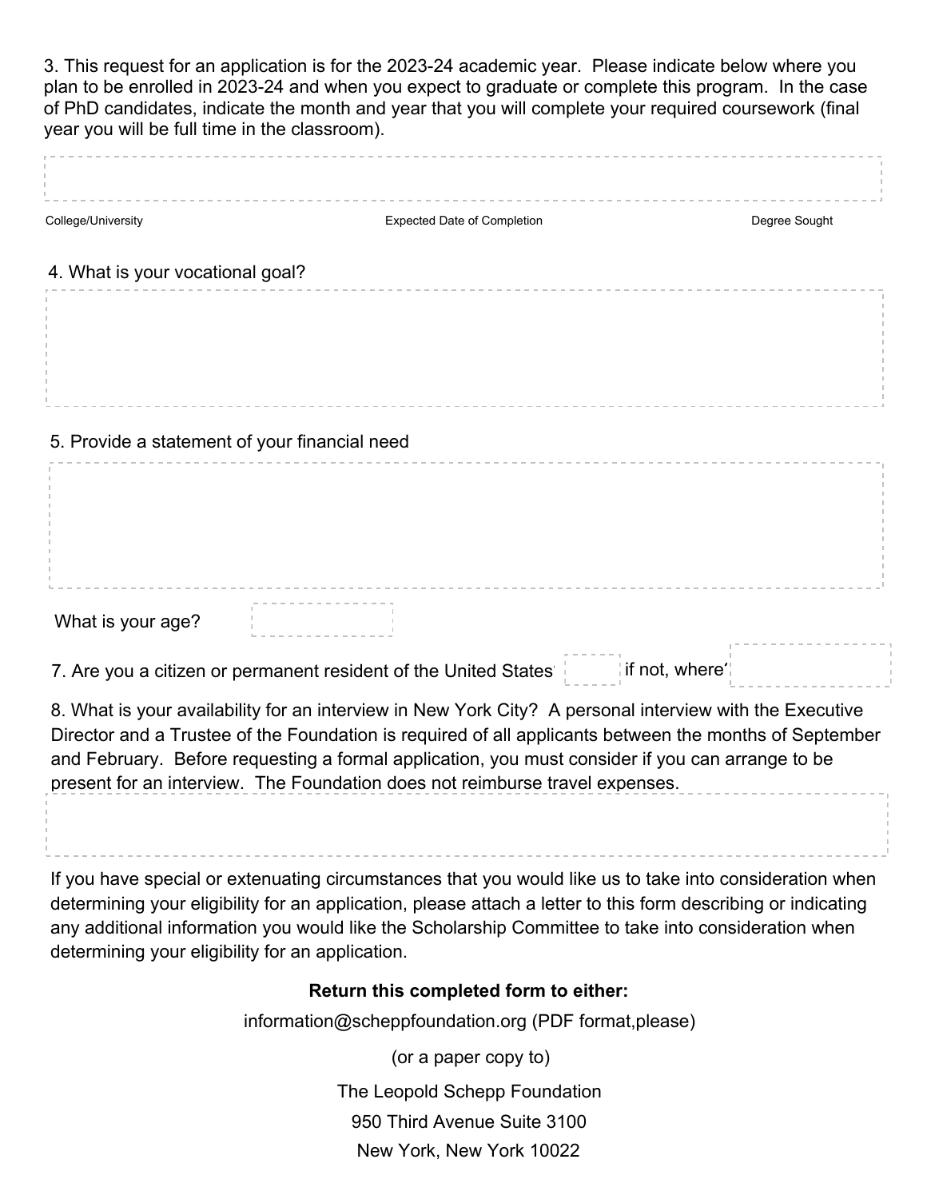3. This request for an application is for the 2023-24 academic year. Please indicate below where you plan to be enrolled in 2023-24 and when you expect to graduate or complete this program. In the case of PhD candidates, indicate the month and year that you will complete your required coursework (final year you will be full time in the classroom).

College/University    Expected Date of Completion    Degree Sought

4. What is your vocational goal?

5. Provide a statement of your financial need

What is your age?

7. Are you a citizen or permanent resident of the United States? if not, where?

8. What is your availability for an interview in New York City? A personal interview with the Executive Director and a Trustee of the Foundation is required of all applicants between the months of September and February. Before requesting a formal application, you must consider if you can arrange to be present for an interview. The Foundation does not reimburse travel expenses.

If you have special or extenuating circumstances that you would like us to take into consideration when determining your eligibility for an application, please attach a letter to this form describing or indicating any additional information you would like the Scholarship Committee to take into consideration when determining your eligibility for an application.

**Return this completed form to either:**

information@scheppfoundation.org (PDF format,please)

(or a paper copy to)

The Leopold Schepp Foundation
950 Third Avenue Suite 3100
New York, New York 10022